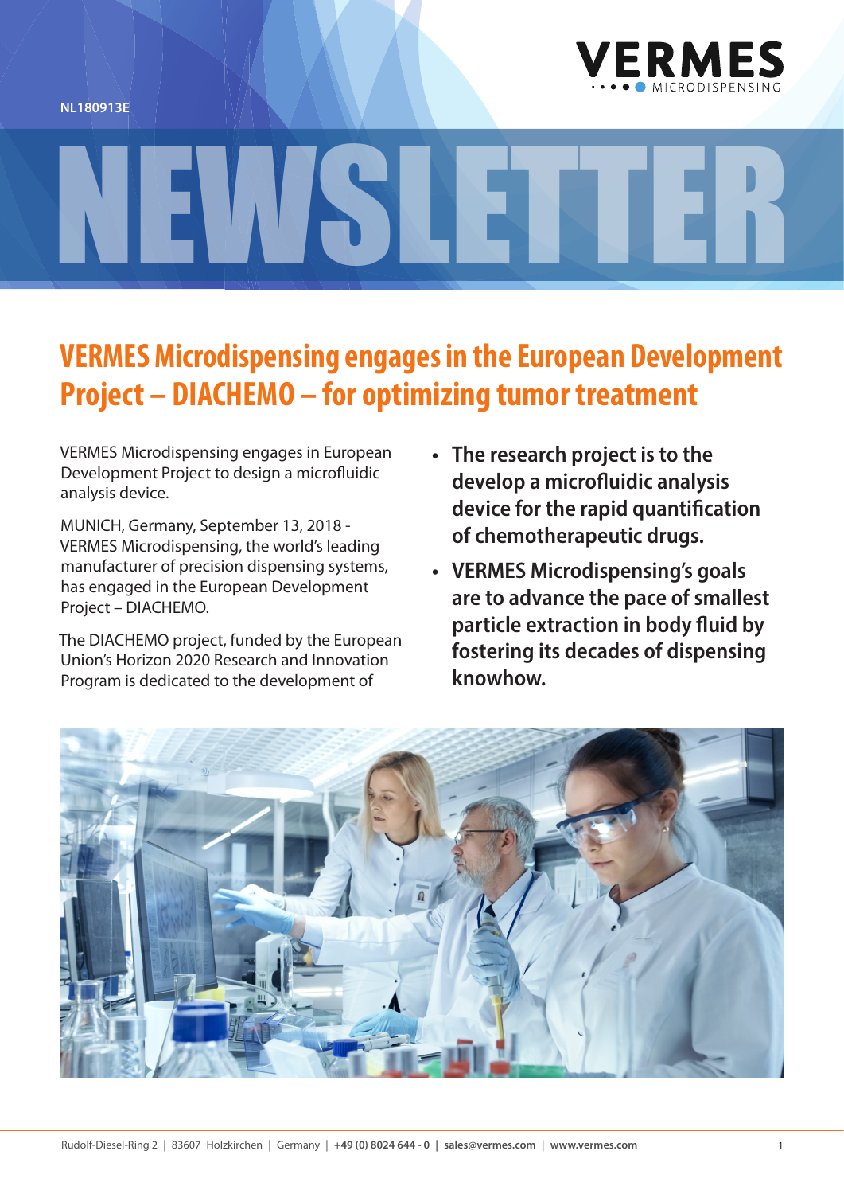NL180913E

# NEWSLETTER

## VERMES Microdispensing engages in the European Development Project – DIACHEMO – for optimizing tumor treatment

VERMES Microdispensing engages in European Development Project to design a microfluidic analysis device.

MUNICH, Germany, September 13, 2018 - VERMES Microdispensing, the world's leading manufacturer of precision dispensing systems, has engaged in the European Development Project – DIACHEMO.

The DIACHEMO project, funded by the European Union's Horizon 2020 Research and Innovation Program is dedicated to the development of

- **The research project is to the develop a microfluidic analysis device for the rapid quantification of chemotherapeutic drugs.**
- **VERMES Microdispensing's goals are to advance the pace of smallest particle extraction in body fluid by fostering its decades of dispensing knowhow.**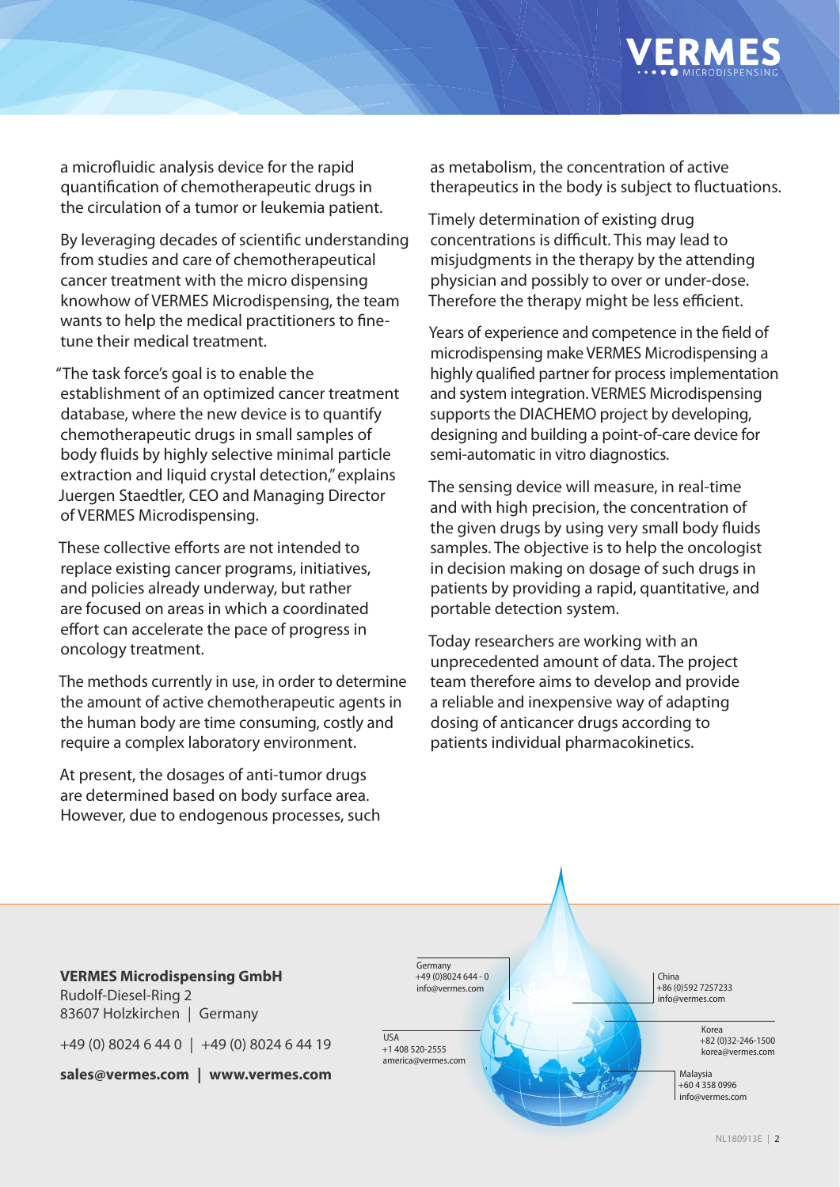a microfluidic analysis device for the rapid quantification of chemotherapeutic drugs in the circulation of a tumor or leukemia patient.

By leveraging decades of scientific understanding from studies and care of chemotherapeutical cancer treatment with the micro dispensing knowhow of VERMES Microdispensing, the team wants to help the medical practitioners to fine-tune their medical treatment.

"The task force's goal is to enable the establishment of an optimized cancer treatment database, where the new device is to quantify chemotherapeutic drugs in small samples of body fluids by highly selective minimal particle extraction and liquid crystal detection," explains Juergen Staedtler, CEO and Managing Director of VERMES Microdispensing.

These collective efforts are not intended to replace existing cancer programs, initiatives, and policies already underway, but rather are focused on areas in which a coordinated effort can accelerate the pace of progress in oncology treatment.

The methods currently in use, in order to determine the amount of active chemotherapeutic agents in the human body are time consuming, costly and require a complex laboratory environment.

At present, the dosages of anti-tumor drugs are determined based on body surface area. However, due to endogenous processes, such as metabolism, the concentration of active therapeutics in the body is subject to fluctuations.

Timely determination of existing drug concentrations is difficult. This may lead to misjudgments in the therapy by the attending physician and possibly to over or under-dose. Therefore the therapy might be less efficient.

Years of experience and competence in the field of microdispensing make VERMES Microdispensing a highly qualified partner for process implementation and system integration. VERMES Microdispensing supports the DIACHEMO project by developing, designing and building a point-of-care device for semi-automatic in vitro diagnostics.

The sensing device will measure, in real-time and with high precision, the concentration of the given drugs by using very small body fluids samples. The objective is to help the oncologist in decision making on dosage of such drugs in patients by providing a rapid, quantitative, and portable detection system.

Today researchers are working with an unprecedented amount of data. The project team therefore aims to develop and provide a reliable and inexpensive way of adapting dosing of anticancer drugs according to patients individual pharmacokinetics.

**VERMES Microdispensing GmbH**
Rudolf-Diesel-Ring 2
83607 Holzkirchen | Germany

+49 (0) 8024 6 44 0 | +49 (0) 8024 6 44 19

**sales@vermes.com | www.vermes.com**

Germany
+49 (0)8024 644 - 0
info@vermes.com

USA
+1 408 520-2555
america@vermes.com

China
+86 (0)592 7257233
info@vermes.com

Korea
+82 (0)32-246-1500
korea@vermes.com

Malaysia
+60 4 358 0996
info@vermes.com